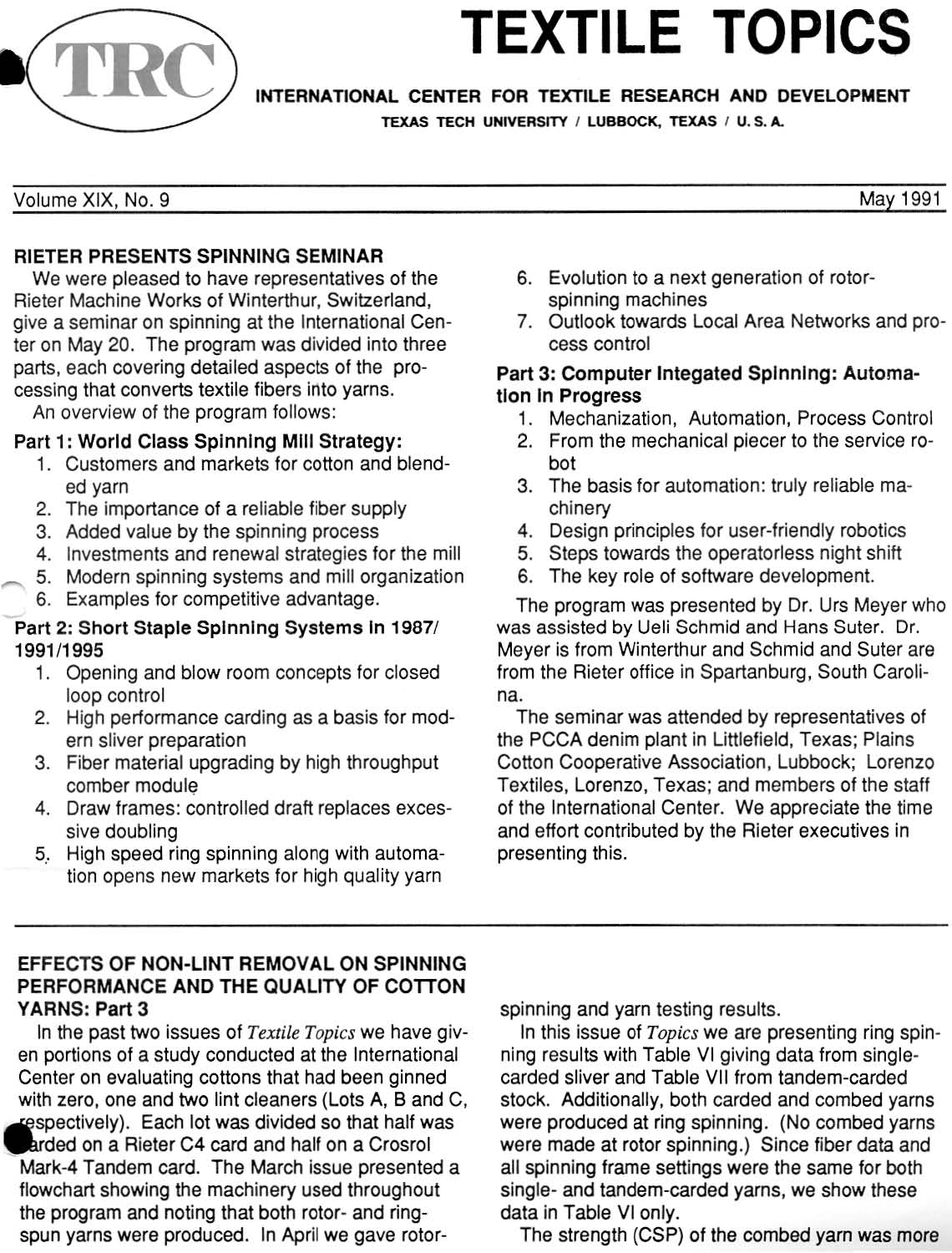# TEXTILE TOPICS

**INTERNATIONAL CENTER FOR TEXTILE RESEARCH AND DEVELOPMENT**

**TEXAS TECH UNIVERSITY / LUBBOCK, TEXAS / U. S. A.**

Volume XIX, No. 9 — May 1991

## RIETER PRESENTS SPINNING SEMINAR

We were pleased to have representatives of the Rieter Machine Works of Winterthur, Switzerland, give a seminar on spinning at the International Center on May 20. The program was divided into three parts, each covering detailed aspects of the processing that converts textile fibers into yarns.

An overview of the program follows:

**Part 1: World Class Spinning Mill Strategy:**

1. Customers and markets for cotton and blended yarn
2. The importance of a reliable fiber supply
3. Added value by the spinning process
4. Investments and renewal strategies for the mill
5. Modern spinning systems and mill organization
6. Examples for competitive advantage.

**Part 2: Short Staple Spinning Systems in 1987/1991/1995**

1. Opening and blow room concepts for closed loop control
2. High performance carding as a basis for modern sliver preparation
3. Fiber material upgrading by high throughput comber module
4. Draw frames: controlled draft replaces excessive doubling
5. High speed ring spinning along with automation opens new markets for high quality yarn
6. Evolution to a next generation of rotor-spinning machines
7. Outlook towards Local Area Networks and process control

**Part 3: Computer Integated Spinning: Automation in Progress**

1. Mechanization, Automation, Process Control
2. From the mechanical piecer to the service robot
3. The basis for automation: truly reliable machinery
4. Design principles for user-friendly robotics
5. Steps towards the operatorless night shift
6. The key role of software development.

The program was presented by Dr. Urs Meyer who was assisted by Ueli Schmid and Hans Suter. Dr. Meyer is from Winterthur and Schmid and Suter are from the Rieter office in Spartanburg, South Carolina.

The seminar was attended by representatives of the PCCA denim plant in Littlefield, Texas; Plains Cotton Cooperative Association, Lubbock; Lorenzo Textiles, Lorenzo, Texas; and members of the staff of the International Center. We appreciate the time and effort contributed by the Rieter executives in presenting this.

## EFFECTS OF NON-LINT REMOVAL ON SPINNING PERFORMANCE AND THE QUALITY OF COTTON YARNS: Part 3

In the past two issues of *Textile Topics* we have given portions of a study conducted at the International Center on evaluating cottons that had been ginned with zero, one and two lint cleaners (Lots A, B and C, respectively). Each lot was divided so that half was carded on a Rieter C4 card and half on a Crosrol Mark-4 Tandem card. The March issue presented a flowchart showing the machinery used throughout the program and noting that both rotor- and ring-spun yarns were produced. In April we gave rotor-spinning and yarn testing results.

In this issue of *Topics* we are presenting ring spinning results with Table VI giving data from single-carded sliver and Table VII from tandem-carded stock. Additionally, both carded and combed yarns were produced at ring spinning. (No combed yarns were made at rotor spinning.) Since fiber data and all spinning frame settings were the same for both single- and tandem-carded yarns, we show these data in Table VI only.

The strength (CSP) of the combed yarn was more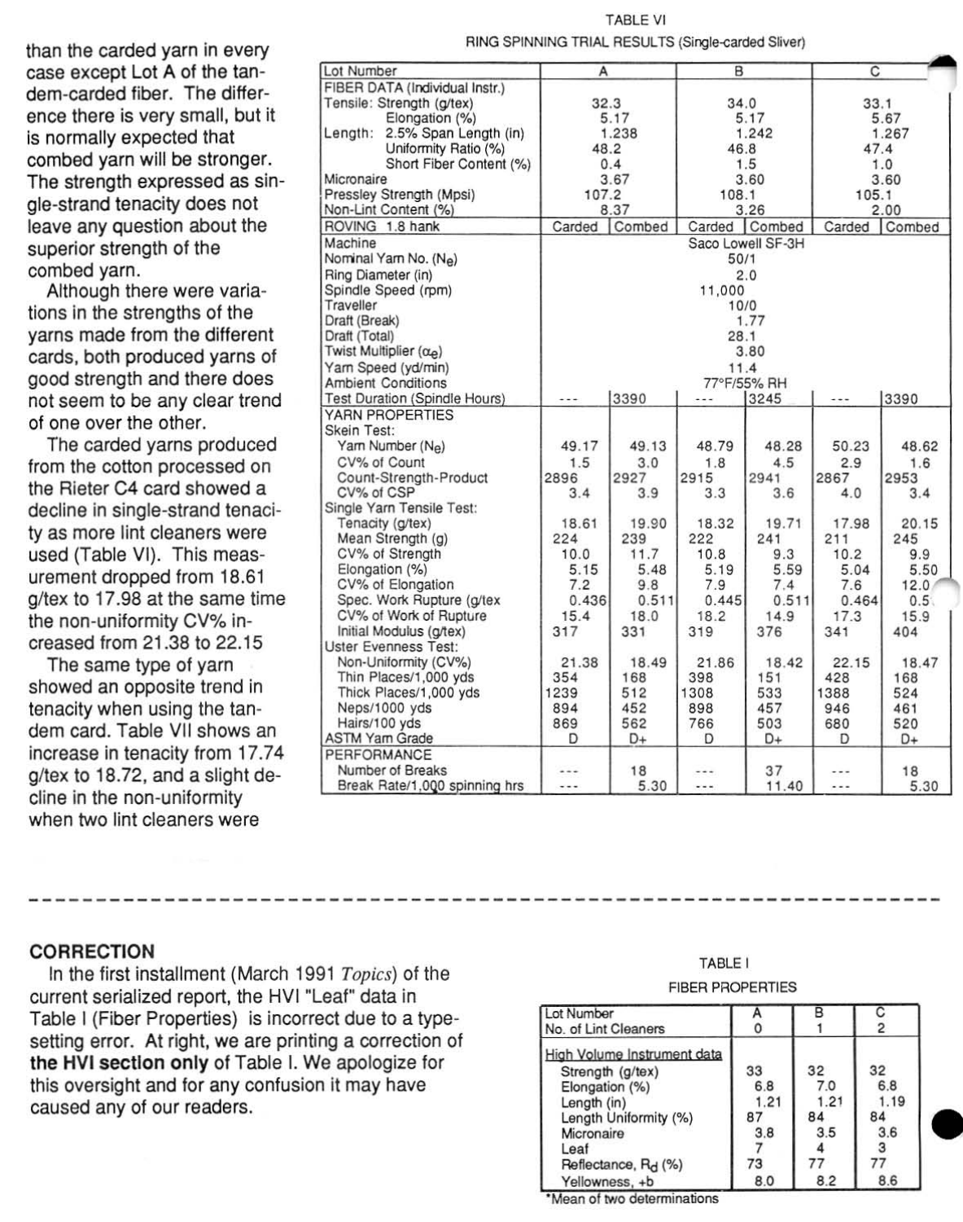than the carded yarn in every case except Lot A of the tandem-carded fiber. The difference there is very small, but it is normally expected that combed yarn will be stronger. The strength expressed as single-strand tenacity does not leave any question about the superior strength of the combed yarn.

Although there were variations in the strengths of the yarns made from the different cards, both produced yarns of good strength and there does not seem to be any clear trend of one over the other.

The carded yarns produced from the cotton processed on the Rieter C4 card showed a decline in single-strand tenacity as more lint cleaners were used (Table VI). This measurement dropped from 18.61 g/tex to 17.98 at the same time the non-uniformity CV% increased from 21.38 to 22.15

The same type of yarn showed an opposite trend in tenacity when using the tandem card. Table VII shows an increase in tenacity from 17.74 g/tex to 18.72, and a slight decline in the non-uniformity when two lint cleaners were

TABLE VI

RING SPINNING TRIAL RESULTS (Single-carded Sliver)

| Lot Number | A | | B | | C | |
|---|---|---|---|---|---|---|
| FIBER DATA (Individual Instr.) | | | | | | |
| Tensile: Strength (g/tex) | 32.3 | | 34.0 | | 33.1 | |
| Elongation (%) | 5.17 | | 5.17 | | 5.67 | |
| Length: 2.5% Span Length (in) | 1.238 | | 1.242 | | 1.267 | |
| Uniformity Ratio (%) | 48.2 | | 46.8 | | 47.4 | |
| Short Fiber Content (%) | 0.4 | | 1.5 | | 1.0 | |
| Micronaire | 3.67 | | 3.60 | | 3.60 | |
| Pressley Strength (Mpsi) | 107.2 | | 108.1 | | 105.1 | |
| Non-Lint Content (%) | 8.37 | | 3.26 | | 2.00 | |
| ROVING 1.8 hank | Carded | Combed | Carded | Combed | Carded | Combed |
| Machine | | | Saco Lowell SF-3H | | | |
| Nominal Yarn No. ($N_e$) | | | 50/1 | | | |
| Ring Diameter (in) | | | 2.0 | | | |
| Spindle Speed (rpm) | | | 11,000 | | | |
| Traveller | | | 10/0 | | | |
| Draft (Break) | | | 1.77 | | | |
| Draft (Total) | | | 28.1 | | | |
| Twist Multiplier ($\alpha_e$) | | | 3.80 | | | |
| Yarn Speed (yd/min) | | | 11.4 | | | |
| Ambient Conditions | | | 77°F/55% RH | | | |
| Test Duration (Spindle Hours) | --- | 3390 | --- | 3245 | --- | 3390 |
| YARN PROPERTIES | | | | | | |
| Skein Test: | | | | | | |
| Yarn Number ($N_e$) | 49.17 | 49.13 | 48.79 | 48.28 | 50.23 | 48.62 |
| CV% of Count | 1.5 | 3.0 | 1.8 | 4.5 | 2.9 | 1.6 |
| Count-Strength-Product | 2896 | 2927 | 2915 | 2941 | 2867 | 2953 |
| CV% of CSP | 3.4 | 3.9 | 3.3 | 3.6 | 4.0 | 3.4 |
| Single Yarn Tensile Test: | | | | | | |
| Tenacity (g/tex) | 18.61 | 19.90 | 18.32 | 19.71 | 17.98 | 20.15 |
| Mean Strength (g) | 224 | 239 | 222 | 241 | 211 | 245 |
| CV% of Strength | 10.0 | 11.7 | 10.8 | 9.3 | 10.2 | 9.9 |
| Elongation (%) | 5.15 | 5.48 | 5.19 | 5.59 | 5.04 | 5.50 |
| CV% of Elongation | 7.2 | 9.8 | 7.9 | 7.4 | 7.6 | 12.0 |
| Spec. Work Rupture (g/tex | 0.436 | 0.511 | 0.445 | 0.511 | 0.464 | 0.5 |
| CV% of Work of Rupture | 15.4 | 18.0 | 18.2 | 14.9 | 17.3 | 15.9 |
| Initial Modulus (g/tex) | 317 | 331 | 319 | 376 | 341 | 404 |
| Uster Evenness Test: | | | | | | |
| Non-Uniformity (CV%) | 21.38 | 18.49 | 21.86 | 18.42 | 22.15 | 18.47 |
| Thin Places/1,000 yds | 354 | 168 | 398 | 151 | 428 | 168 |
| Thick Places/1,000 yds | 1239 | 512 | 1308 | 533 | 1388 | 524 |
| Neps/1000 yds | 894 | 452 | 898 | 457 | 946 | 461 |
| Hairs/100 yds | 869 | 562 | 766 | 503 | 680 | 520 |
| ASTM Yarn Grade | D | D+ | D | D+ | D | D+ |
| PERFORMANCE | | | | | | |
| Number of Breaks | --- | 18 | --- | 37 | --- | 18 |
| Break Rate/1,000 spinning hrs | --- | 5.30 | --- | 11.40 | --- | 5.30 |

---

## CORRECTION

In the first installment (March 1991 *Topics*) of the current serialized report, the HVI "Leaf" data in Table I (Fiber Properties) is incorrect due to a typesetting error. At right, we are printing a correction of **the HVI section only** of Table I. We apologize for this oversight and for any confusion it may have caused any of our readers.

TABLE I

FIBER PROPERTIES

| Lot Number | A | B | C |
|---|---|---|---|
| No. of Lint Cleaners | 0 | 1 | 2 |
| High Volume Instrument data | | | |
| Strength (g/tex) | 33 | 32 | 32 |
| Elongation (%) | 6.8 | 7.0 | 6.8 |
| Length (in) | 1.21 | 1.21 | 1.19 |
| Length Uniformity (%) | 87 | 84 | 84 |
| Micronaire | 3.8 | 3.5 | 3.6 |
| Leaf | 7 | 4 | 3 |
| Reflectance, $R_d$ (%) | 73 | 77 | 77 |
| Yellowness, +b | 8.0 | 8.2 | 8.6 |

*Mean of two determinations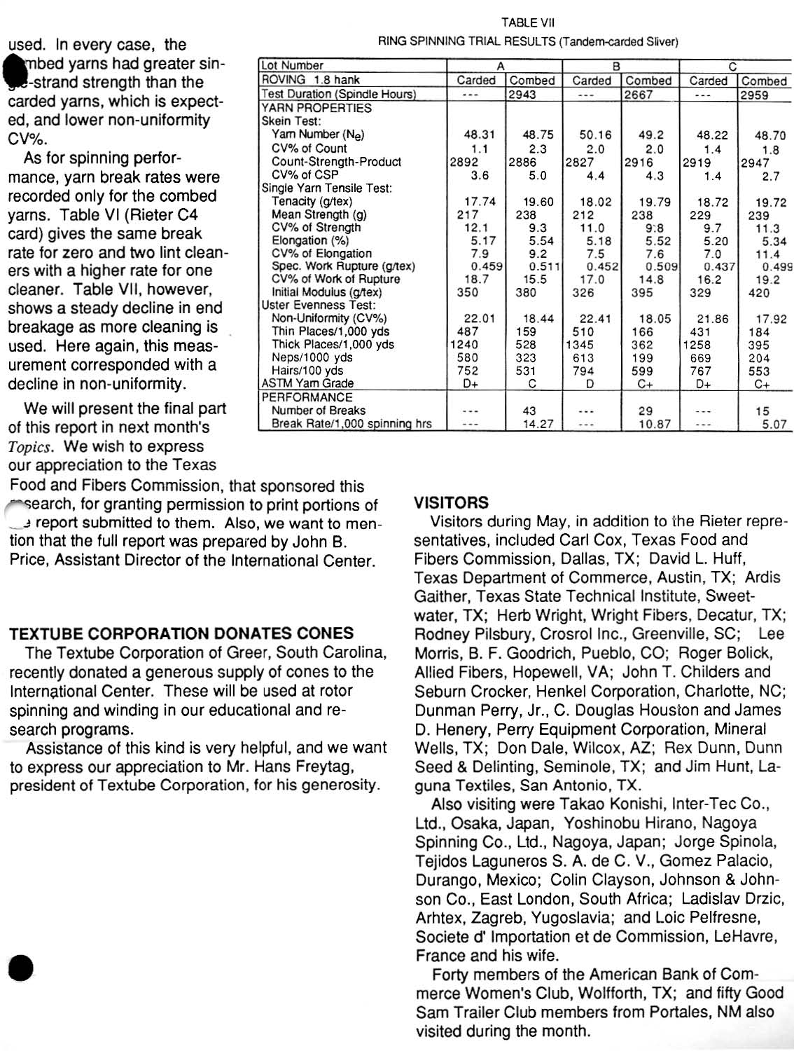used. In every case, the combed yarns had greater single-strand strength than the carded yarns, which is expected, and lower non-uniformity CV%.

As for spinning performance, yarn break rates were recorded only for the combed yarns. Table VI (Rieter C4 card) gives the same break rate for zero and two lint cleaners with a higher rate for one cleaner. Table VII, however, shows a steady decline in end breakage as more cleaning is used. Here again, this measurement corresponded with a decline in non-uniformity.

We will present the final part of this report in next month's *Topics*. We wish to express our appreciation to the Texas Food and Fibers Commission, that sponsored this research, for granting permission to print portions of the report submitted to them. Also, we want to mention that the full report was prepared by John B. Price, Assistant Director of the International Center.

TABLE VII

RING SPINNING TRIAL RESULTS (Tandem-carded Sliver)

| Lot Number | A | | B | | C | |
|---|---|---|---|---|---|---|
| ROVING 1.8 hank | Carded | Combed | Carded | Combed | Carded | Combed |
| Test Duration (Spindle Hours) | --- | 2943 | --- | 2667 | --- | 2959 |
| YARN PROPERTIES | | | | | | |
| Skein Test: | | | | | | |
| Yarn Number ($N_e$) | 48.31 | 48.75 | 50.16 | 49.2 | 48.22 | 48.70 |
| CV% of Count | 1.1 | 2.3 | 2.0 | 2.0 | 1.4 | 1.8 |
| Count-Strength-Product | 2892 | 2886 | 2827 | 2916 | 2919 | 2947 |
| CV% of CSP | 3.6 | 5.0 | 4.4 | 4.3 | 1.4 | 2.7 |
| Single Yarn Tensile Test: | | | | | | |
| Tenacity (g/tex) | 17.74 | 19.60 | 18.02 | 19.79 | 18.72 | 19.72 |
| Mean Strength (g) | 217 | 238 | 212 | 238 | 229 | 239 |
| CV% of Strength | 12.1 | 9.3 | 11.0 | 9.8 | 9.7 | 11.3 |
| Elongation (%) | 5.17 | 5.54 | 5.18 | 5.52 | 5.20 | 5.34 |
| CV% of Elongation | 7.9 | 9.2 | 7.5 | 7.6 | 7.0 | 11.4 |
| Spec. Work Rupture (g/tex) | 0.459 | 0.511 | 0.452 | 0.509 | 0.437 | 0.499 |
| CV% of Work of Rupture | 18.7 | 15.5 | 17.0 | 14.8 | 16.2 | 19.2 |
| Initial Modulus (g/tex) | 350 | 380 | 326 | 395 | 329 | 420 |
| Uster Evenness Test: | | | | | | |
| Non-Uniformity (CV%) | 22.01 | 18.44 | 22.41 | 18.05 | 21.86 | 17.92 |
| Thin Places/1,000 yds | 487 | 159 | 510 | 166 | 431 | 184 |
| Thick Places/1,000 yds | 1240 | 528 | 1345 | 362 | 1258 | 395 |
| Neps/1000 yds | 580 | 323 | 613 | 199 | 669 | 204 |
| Hairs/100 yds | 752 | 531 | 794 | 599 | 767 | 553 |
| ASTM Yarn Grade | D+ | C | D | C+ | D+ | C+ |
| PERFORMANCE | | | | | | |
| Number of Breaks | --- | 43 | --- | 29 | --- | 15 |
| Break Rate/1,000 spinning hrs | --- | 14.27 | --- | 10.87 | --- | 5.07 |

## TEXTUBE CORPORATION DONATES CONES

The Textube Corporation of Greer, South Carolina, recently donated a generous supply of cones to the International Center. These will be used at rotor spinning and winding in our educational and research programs.

Assistance of this kind is very helpful, and we want to express our appreciation to Mr. Hans Freytag, president of Textube Corporation, for his generosity.

## VISITORS

Visitors during May, in addition to the Rieter representatives, included Carl Cox, Texas Food and Fibers Commission, Dallas, TX; David L. Huff, Texas Department of Commerce, Austin, TX; Ardis Gaither, Texas State Technical Institute, Sweetwater, TX; Herb Wright, Wright Fibers, Decatur, TX; Rodney Pilsbury, Crosrol Inc., Greenville, SC; Lee Morris, B. F. Goodrich, Pueblo, CO; Roger Bolick, Allied Fibers, Hopewell, VA; John T. Childers and Seburn Crocker, Henkel Corporation, Charlotte, NC; Dunman Perry, Jr., C. Douglas Houston and James D. Henery, Perry Equipment Corporation, Mineral Wells, TX; Don Dale, Wilcox, AZ; Rex Dunn, Dunn Seed & Delinting, Seminole, TX; and Jim Hunt, Laguna Textiles, San Antonio, TX.

Also visiting were Takao Konishi, Inter-Tec Co., Ltd., Osaka, Japan, Yoshinobu Hirano, Nagoya Spinning Co., Ltd., Nagoya, Japan; Jorge Spinola, Tejidos Laguneros S. A. de C. V., Gomez Palacio, Durango, Mexico; Colin Clayson, Johnson & Johnson Co., East London, South Africa; Ladislav Drzic, Arhtex, Zagreb, Yugoslavia; and Loic Pelfresne, Societe d' Importation et de Commission, LeHavre, France and his wife.

Forty members of the American Bank of Commerce Women's Club, Wolfforth, TX; and fifty Good Sam Trailer Club members from Portales, NM also visited during the month.